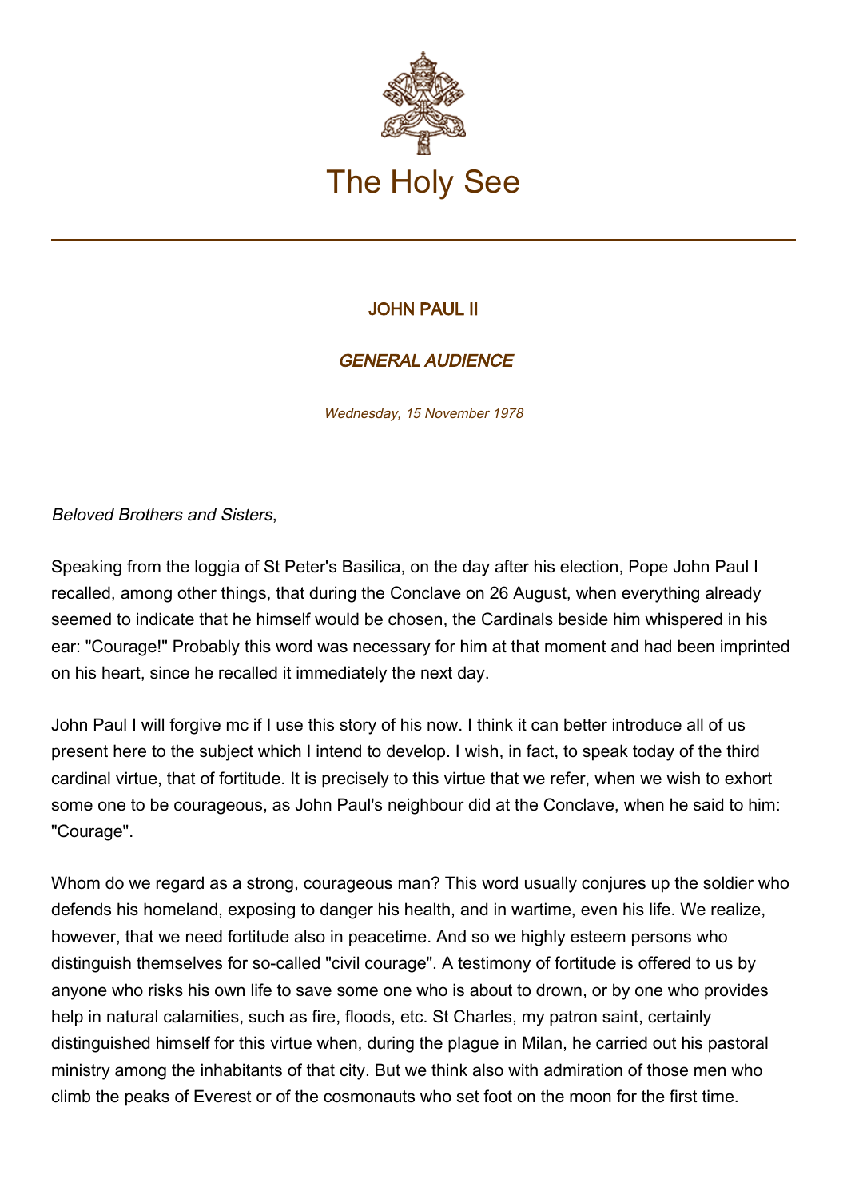# The Holy See

## JOHN PAUL II

### *GENERAL AUDIENCE*

*Wednesday, 15 November 1978*

*Beloved Brothers and Sisters*,

Speaking from the loggia of St Peter's Basilica, on the day after his election, Pope John Paul I recalled, among other things, that during the Conclave on 26 August, when everything already seemed to indicate that he himself would be chosen, the Cardinals beside him whispered in his ear: "Courage!" Probably this word was necessary for him at that moment and had been imprinted on his heart, since he recalled it immediately the next day.

John Paul I will forgive mc if I use this story of his now. I think it can better introduce all of us present here to the subject which I intend to develop. I wish, in fact, to speak today of the third cardinal virtue, that of fortitude. It is precisely to this virtue that we refer, when we wish to exhort some one to be courageous, as John Paul's neighbour did at the Conclave, when he said to him: "Courage".

Whom do we regard as a strong, courageous man? This word usually conjures up the soldier who defends his homeland, exposing to danger his health, and in wartime, even his life. We realize, however, that we need fortitude also in peacetime. And so we highly esteem persons who distinguish themselves for so-called "civil courage". A testimony of fortitude is offered to us by anyone who risks his own life to save some one who is about to drown, or by one who provides help in natural calamities, such as fire, floods, etc. St Charles, my patron saint, certainly distinguished himself for this virtue when, during the plague in Milan, he carried out his pastoral ministry among the inhabitants of that city. But we think also with admiration of those men who climb the peaks of Everest or of the cosmonauts who set foot on the moon for the first time.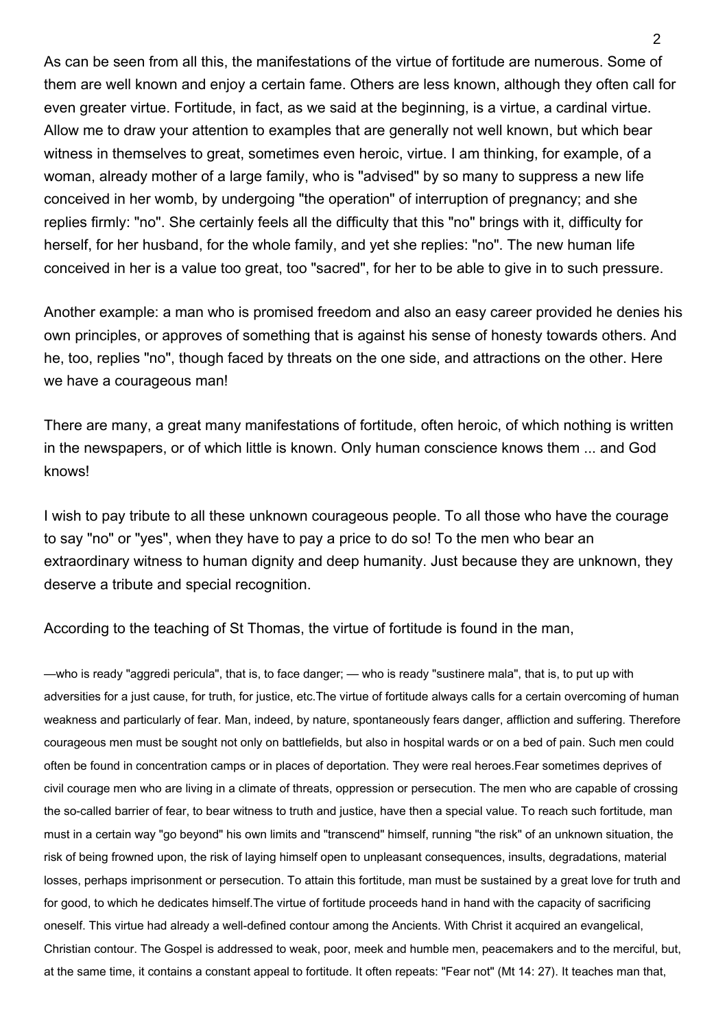As can be seen from all this, the manifestations of the virtue of fortitude are numerous. Some of them are well known and enjoy a certain fame. Others are less known, although they often call for even greater virtue. Fortitude, in fact, as we said at the beginning, is a virtue, a cardinal virtue. Allow me to draw your attention to examples that are generally not well known, but which bear witness in themselves to great, sometimes even heroic, virtue. I am thinking, for example, of a woman, already mother of a large family, who is "advised" by so many to suppress a new life conceived in her womb, by undergoing "the operation" of interruption of pregnancy; and she replies firmly: "no". She certainly feels all the difficulty that this "no" brings with it, difficulty for herself, for her husband, for the whole family, and yet she replies: "no". The new human life conceived in her is a value too great, too "sacred", for her to be able to give in to such pressure.

Another example: a man who is promised freedom and also an easy career provided he denies his own principles, or approves of something that is against his sense of honesty towards others. And he, too, replies "no", though faced by threats on the one side, and attractions on the other. Here we have a courageous man!

There are many, a great many manifestations of fortitude, often heroic, of which nothing is written in the newspapers, or of which little is known. Only human conscience knows them ... and God knows!

I wish to pay tribute to all these unknown courageous people. To all those who have the courage to say "no" or "yes", when they have to pay a price to do so! To the men who bear an extraordinary witness to human dignity and deep humanity. Just because they are unknown, they deserve a tribute and special recognition.

According to the teaching of St Thomas, the virtue of fortitude is found in the man,

—who is ready "aggredi pericula", that is, to face danger; — who is ready "sustinere mala", that is, to put up with adversities for a just cause, for truth, for justice, etc.The virtue of fortitude always calls for a certain overcoming of human weakness and particularly of fear. Man, indeed, by nature, spontaneously fears danger, affliction and suffering. Therefore courageous men must be sought not only on battlefields, but also in hospital wards or on a bed of pain. Such men could often be found in concentration camps or in places of deportation. They were real heroes.Fear sometimes deprives of civil courage men who are living in a climate of threats, oppression or persecution. The men who are capable of crossing the so-called barrier of fear, to bear witness to truth and justice, have then a special value. To reach such fortitude, man must in a certain way "go beyond" his own limits and "transcend" himself, running "the risk" of an unknown situation, the risk of being frowned upon, the risk of laying himself open to unpleasant consequences, insults, degradations, material losses, perhaps imprisonment or persecution. To attain this fortitude, man must be sustained by a great love for truth and for good, to which he dedicates himself.The virtue of fortitude proceeds hand in hand with the capacity of sacrificing oneself. This virtue had already a well-defined contour among the Ancients. With Christ it acquired an evangelical, Christian contour. The Gospel is addressed to weak, poor, meek and humble men, peacemakers and to the merciful, but, at the same time, it contains a constant appeal to fortitude. It often repeats: "Fear not" (Mt 14: 27). It teaches man that,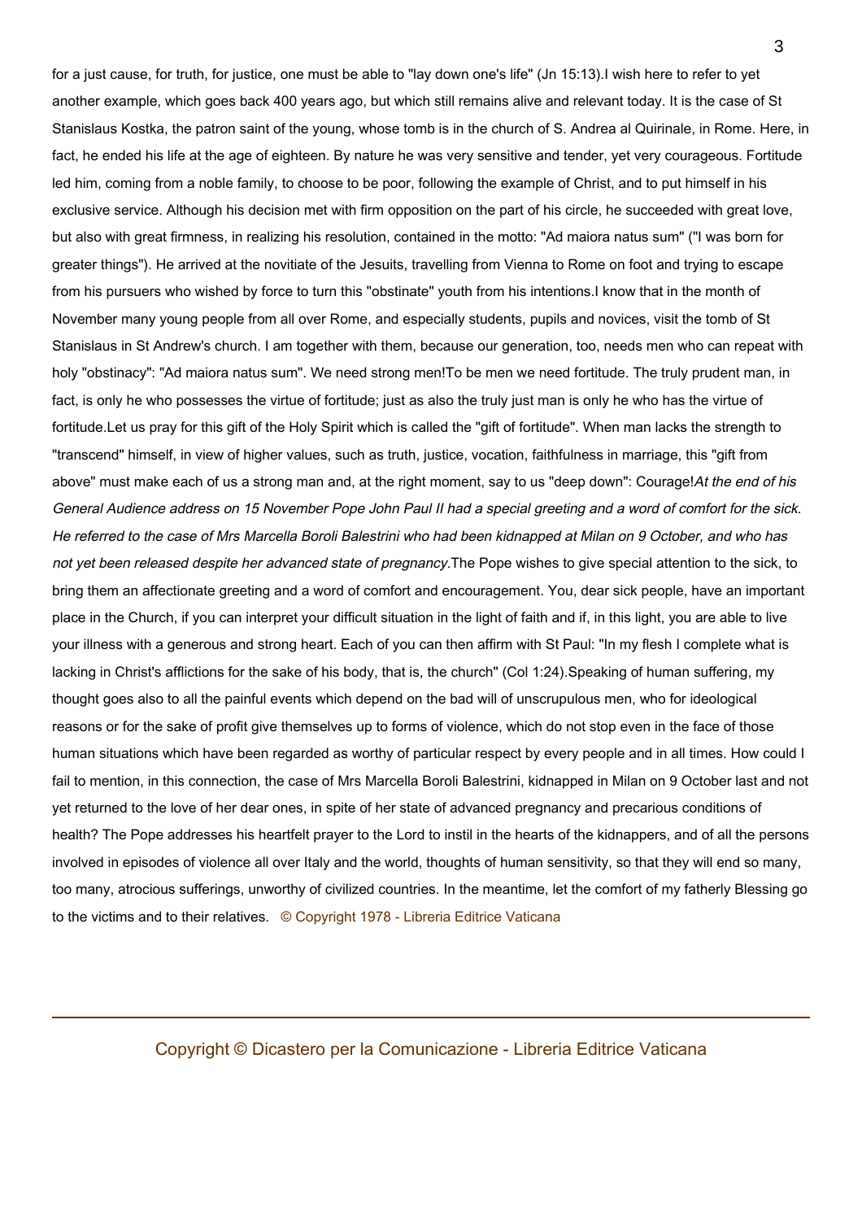for a just cause, for truth, for justice, one must be able to "lay down one's life" (Jn 15:13).I wish here to refer to yet another example, which goes back 400 years ago, but which still remains alive and relevant today. It is the case of St Stanislaus Kostka, the patron saint of the young, whose tomb is in the church of S. Andrea al Quirinale, in Rome. Here, in fact, he ended his life at the age of eighteen. By nature he was very sensitive and tender, yet very courageous. Fortitude led him, coming from a noble family, to choose to be poor, following the example of Christ, and to put himself in his exclusive service. Although his decision met with firm opposition on the part of his circle, he succeeded with great love, but also with great firmness, in realizing his resolution, contained in the motto: "Ad maiora natus sum" ("I was born for greater things"). He arrived at the novitiate of the Jesuits, travelling from Vienna to Rome on foot and trying to escape from his pursuers who wished by force to turn this "obstinate" youth from his intentions.I know that in the month of November many young people from all over Rome, and especially students, pupils and novices, visit the tomb of St Stanislaus in St Andrew's church. I am together with them, because our generation, too, needs men who can repeat with holy "obstinacy": "Ad maiora natus sum". We need strong men!To be men we need fortitude. The truly prudent man, in fact, is only he who possesses the virtue of fortitude; just as also the truly just man is only he who has the virtue of fortitude.Let us pray for this gift of the Holy Spirit which is called the "gift of fortitude". When man lacks the strength to "transcend" himself, in view of higher values, such as truth, justice, vocation, faithfulness in marriage, this "gift from above" must make each of us a strong man and, at the right moment, say to us "deep down": Courage!*At the end of his General Audience address on 15 November Pope John Paul II had a special greeting and a word of comfort for the sick. He referred to the case of Mrs Marcella Boroli Balestrini who had been kidnapped at Milan on 9 October, and who has not yet been released despite her advanced state of pregnancy.*The Pope wishes to give special attention to the sick, to bring them an affectionate greeting and a word of comfort and encouragement. You, dear sick people, have an important place in the Church, if you can interpret your difficult situation in the light of faith and if, in this light, you are able to live your illness with a generous and strong heart. Each of you can then affirm with St Paul: "In my flesh I complete what is lacking in Christ's afflictions for the sake of his body, that is, the church" (Col 1:24).Speaking of human suffering, my thought goes also to all the painful events which depend on the bad will of unscrupulous men, who for ideological reasons or for the sake of profit give themselves up to forms of violence, which do not stop even in the face of those human situations which have been regarded as worthy of particular respect by every people and in all times. How could I fail to mention, in this connection, the case of Mrs Marcella Boroli Balestrini, kidnapped in Milan on 9 October last and not yet returned to the love of her dear ones, in spite of her state of advanced pregnancy and precarious conditions of health? The Pope addresses his heartfelt prayer to the Lord to instil in the hearts of the kidnappers, and of all the persons involved in episodes of violence all over Italy and the world, thoughts of human sensitivity, so that they will end so many, too many, atrocious sufferings, unworthy of civilized countries. In the meantime, let the comfort of my fatherly Blessing go to the victims and to their relatives. © Copyright 1978 - Libreria Editrice Vaticana

Copyright © Dicastero per la Comunicazione - Libreria Editrice Vaticana